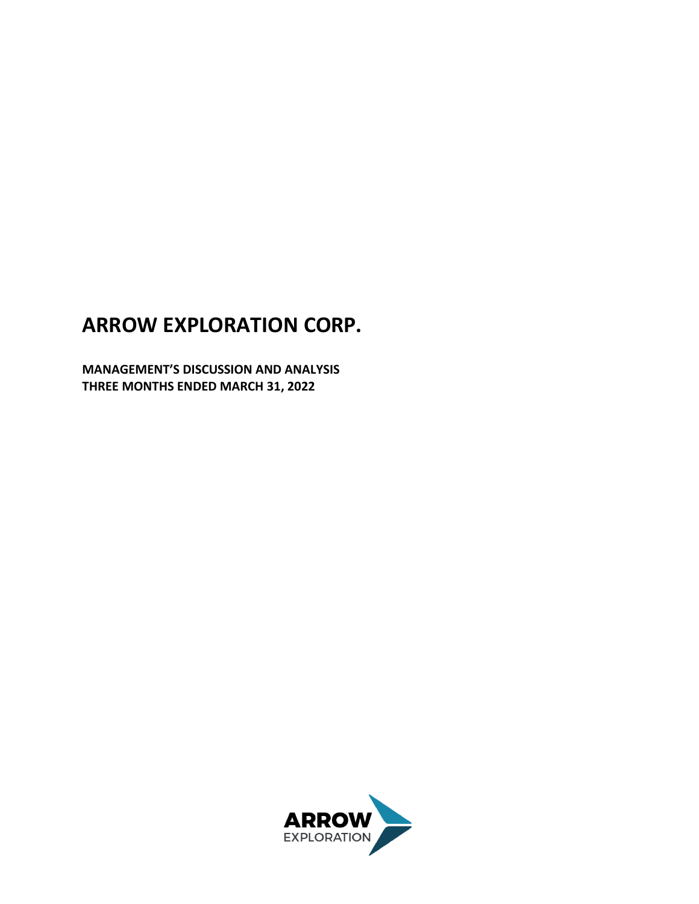# ARROW EXPLORATION CORP.

**MANAGEMENT'S DISCUSSION AND ANALYSIS**
**THREE MONTHS ENDED MARCH 31, 2022**

ARROW
EXPLORATION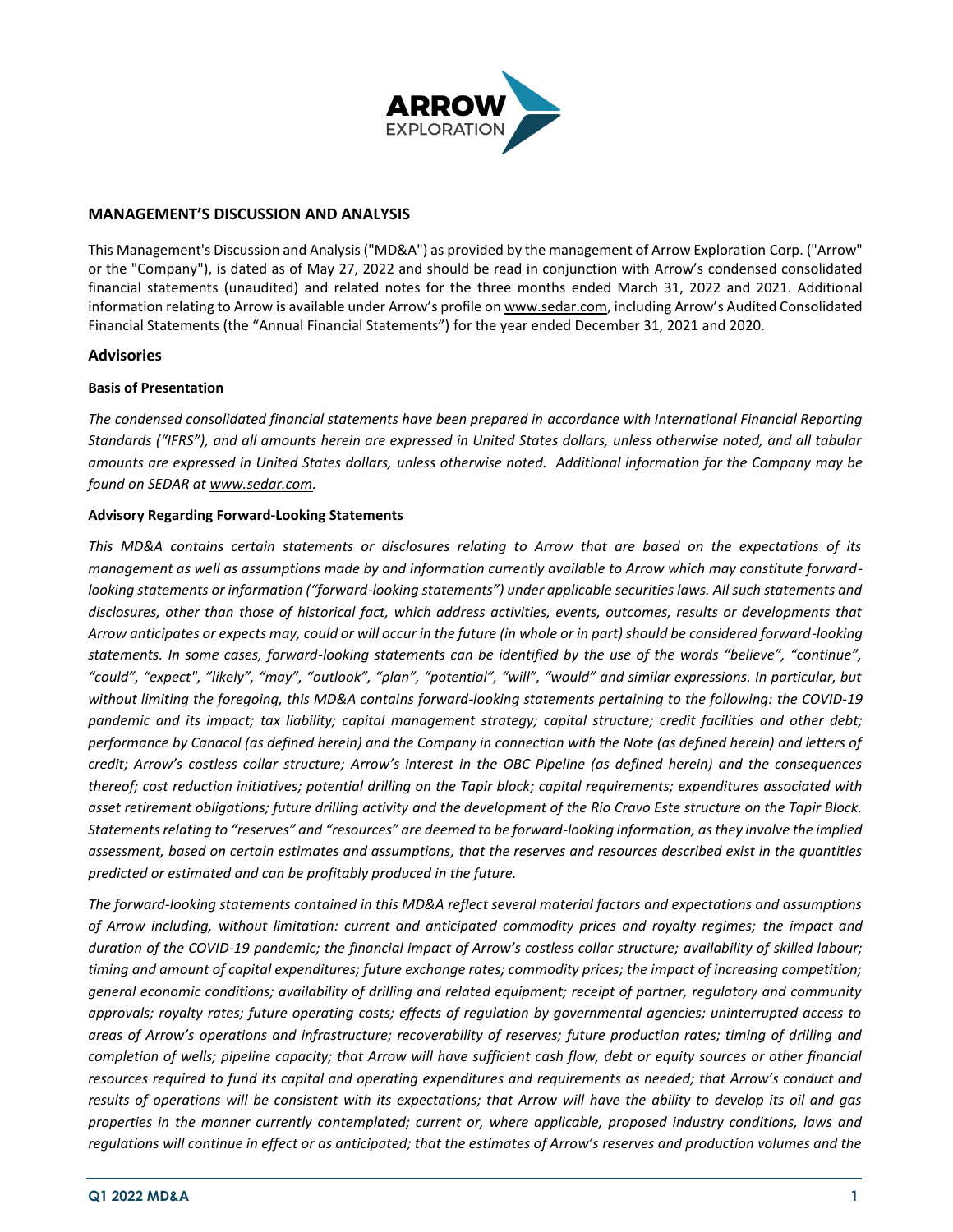# MANAGEMENT'S DISCUSSION AND ANALYSIS

This Management's Discussion and Analysis ("MD&A") as provided by the management of Arrow Exploration Corp. ("Arrow" or the "Company"), is dated as of May 27, 2022 and should be read in conjunction with Arrow's condensed consolidated financial statements (unaudited) and related notes for the three months ended March 31, 2022 and 2021. Additional information relating to Arrow is available under Arrow's profile on www.sedar.com, including Arrow's Audited Consolidated Financial Statements (the "Annual Financial Statements") for the year ended December 31, 2021 and 2020.

## Advisories

### Basis of Presentation

*The condensed consolidated financial statements have been prepared in accordance with International Financial Reporting Standards ("IFRS"), and all amounts herein are expressed in United States dollars, unless otherwise noted, and all tabular amounts are expressed in United States dollars, unless otherwise noted. Additional information for the Company may be found on SEDAR at www.sedar.com.*

### Advisory Regarding Forward-Looking Statements

*This MD&A contains certain statements or disclosures relating to Arrow that are based on the expectations of its management as well as assumptions made by and information currently available to Arrow which may constitute forward-looking statements or information ("forward-looking statements") under applicable securities laws. All such statements and disclosures, other than those of historical fact, which address activities, events, outcomes, results or developments that Arrow anticipates or expects may, could or will occur in the future (in whole or in part) should be considered forward-looking statements. In some cases, forward-looking statements can be identified by the use of the words "believe", "continue", "could", "expect", "likely", "may", "outlook", "plan", "potential", "will", "would" and similar expressions. In particular, but without limiting the foregoing, this MD&A contains forward-looking statements pertaining to the following: the COVID-19 pandemic and its impact; tax liability; capital management strategy; capital structure; credit facilities and other debt; performance by Canacol (as defined herein) and the Company in connection with the Note (as defined herein) and letters of credit; Arrow's costless collar structure; Arrow's interest in the OBC Pipeline (as defined herein) and the consequences thereof; cost reduction initiatives; potential drilling on the Tapir block; capital requirements; expenditures associated with asset retirement obligations; future drilling activity and the development of the Rio Cravo Este structure on the Tapir Block. Statements relating to "reserves" and "resources" are deemed to be forward-looking information, as they involve the implied assessment, based on certain estimates and assumptions, that the reserves and resources described exist in the quantities predicted or estimated and can be profitably produced in the future.*

*The forward-looking statements contained in this MD&A reflect several material factors and expectations and assumptions of Arrow including, without limitation: current and anticipated commodity prices and royalty regimes; the impact and duration of the COVID-19 pandemic; the financial impact of Arrow's costless collar structure; availability of skilled labour; timing and amount of capital expenditures; future exchange rates; commodity prices; the impact of increasing competition; general economic conditions; availability of drilling and related equipment; receipt of partner, regulatory and community approvals; royalty rates; future operating costs; effects of regulation by governmental agencies; uninterrupted access to areas of Arrow's operations and infrastructure; recoverability of reserves; future production rates; timing of drilling and completion of wells; pipeline capacity; that Arrow will have sufficient cash flow, debt or equity sources or other financial resources required to fund its capital and operating expenditures and requirements as needed; that Arrow's conduct and results of operations will be consistent with its expectations; that Arrow will have the ability to develop its oil and gas properties in the manner currently contemplated; current or, where applicable, proposed industry conditions, laws and regulations will continue in effect or as anticipated; that the estimates of Arrow's reserves and production volumes and the*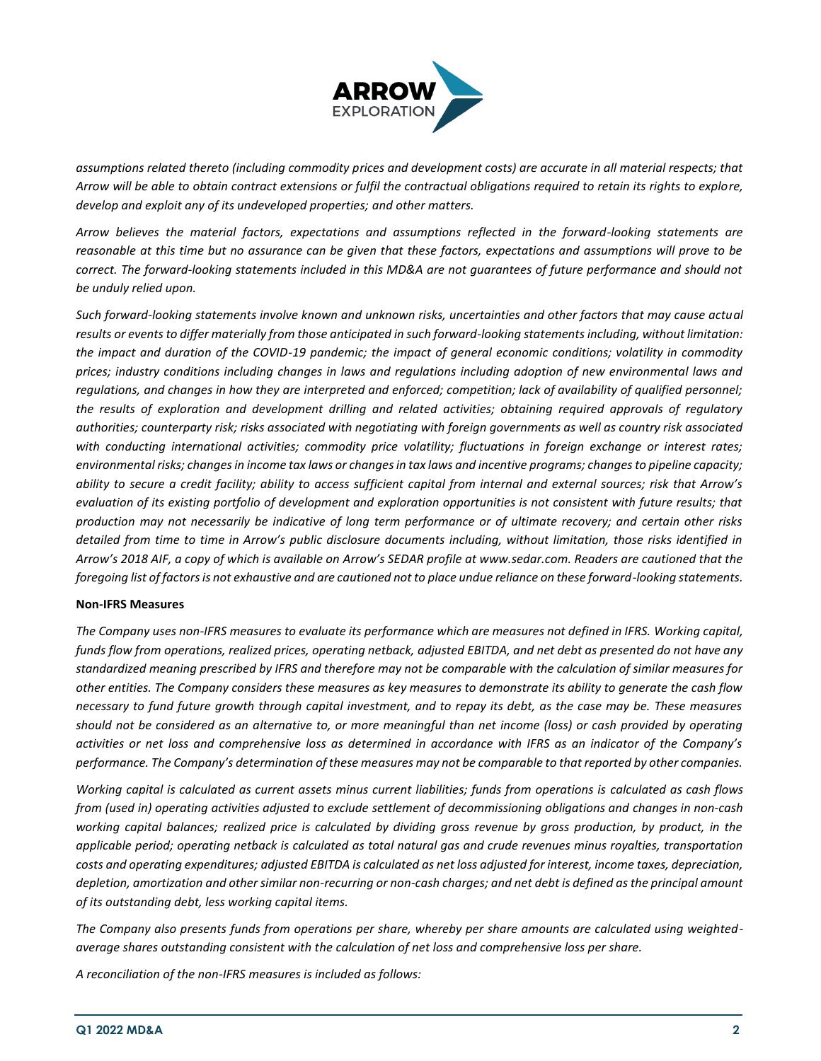*assumptions related thereto (including commodity prices and development costs) are accurate in all material respects; that Arrow will be able to obtain contract extensions or fulfil the contractual obligations required to retain its rights to explore, develop and exploit any of its undeveloped properties; and other matters.*

*Arrow believes the material factors, expectations and assumptions reflected in the forward-looking statements are reasonable at this time but no assurance can be given that these factors, expectations and assumptions will prove to be correct. The forward-looking statements included in this MD&A are not guarantees of future performance and should not be unduly relied upon.*

*Such forward-looking statements involve known and unknown risks, uncertainties and other factors that may cause actual results or events to differ materially from those anticipated in such forward-looking statements including, without limitation: the impact and duration of the COVID-19 pandemic; the impact of general economic conditions; volatility in commodity prices; industry conditions including changes in laws and regulations including adoption of new environmental laws and regulations, and changes in how they are interpreted and enforced; competition; lack of availability of qualified personnel; the results of exploration and development drilling and related activities; obtaining required approvals of regulatory authorities; counterparty risk; risks associated with negotiating with foreign governments as well as country risk associated with conducting international activities; commodity price volatility; fluctuations in foreign exchange or interest rates; environmental risks; changes in income tax laws or changes in tax laws and incentive programs; changes to pipeline capacity; ability to secure a credit facility; ability to access sufficient capital from internal and external sources; risk that Arrow's evaluation of its existing portfolio of development and exploration opportunities is not consistent with future results; that production may not necessarily be indicative of long term performance or of ultimate recovery; and certain other risks detailed from time to time in Arrow's public disclosure documents including, without limitation, those risks identified in Arrow's 2018 AIF, a copy of which is available on Arrow's SEDAR profile at www.sedar.com. Readers are cautioned that the foregoing list of factors is not exhaustive and are cautioned not to place undue reliance on these forward-looking statements.*

**Non-IFRS Measures**

*The Company uses non-IFRS measures to evaluate its performance which are measures not defined in IFRS. Working capital, funds flow from operations, realized prices, operating netback, adjusted EBITDA, and net debt as presented do not have any standardized meaning prescribed by IFRS and therefore may not be comparable with the calculation of similar measures for other entities. The Company considers these measures as key measures to demonstrate its ability to generate the cash flow necessary to fund future growth through capital investment, and to repay its debt, as the case may be. These measures should not be considered as an alternative to, or more meaningful than net income (loss) or cash provided by operating activities or net loss and comprehensive loss as determined in accordance with IFRS as an indicator of the Company's performance. The Company's determination of these measures may not be comparable to that reported by other companies.*

*Working capital is calculated as current assets minus current liabilities; funds from operations is calculated as cash flows from (used in) operating activities adjusted to exclude settlement of decommissioning obligations and changes in non-cash working capital balances; realized price is calculated by dividing gross revenue by gross production, by product, in the applicable period; operating netback is calculated as total natural gas and crude revenues minus royalties, transportation costs and operating expenditures; adjusted EBITDA is calculated as net loss adjusted for interest, income taxes, depreciation, depletion, amortization and other similar non-recurring or non-cash charges; and net debt is defined as the principal amount of its outstanding debt, less working capital items.*

*The Company also presents funds from operations per share, whereby per share amounts are calculated using weighted-average shares outstanding consistent with the calculation of net loss and comprehensive loss per share.*

*A reconciliation of the non-IFRS measures is included as follows:*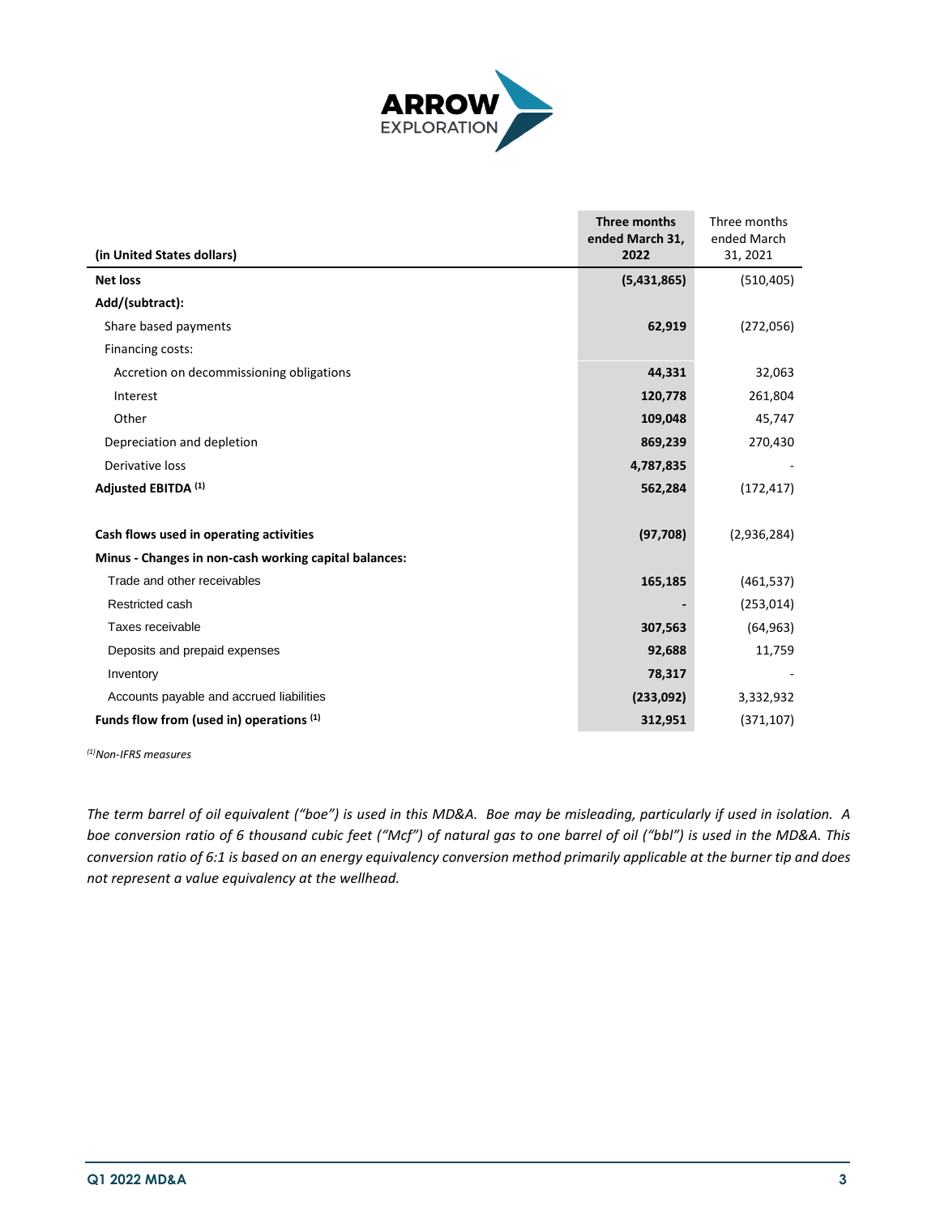| (in United States dollars) | Three months ended March 31, 2022 | Three months ended March 31, 2021 |
|---|---|---|
| **Net loss** | **(5,431,865)** | (510,405) |
| **Add/(subtract):** | | |
| Share based payments | **62,919** | (272,056) |
| Financing costs: | | |
| Accretion on decommissioning obligations | **44,331** | 32,063 |
| Interest | **120,778** | 261,804 |
| Other | **109,048** | 45,747 |
| Depreciation and depletion | **869,239** | 270,430 |
| Derivative loss | **4,787,835** | - |
| **Adjusted EBITDA [(1)]** | **562,284** | (172,417) |
| | | |
| **Cash flows used in operating activities** | **(97,708)** | (2,936,284) |
| **Minus - Changes in non-cash working capital balances:** | | |
| Trade and other receivables | **165,185** | (461,537) |
| Restricted cash | **-** | (253,014) |
| Taxes receivable | **307,563** | (64,963) |
| Deposits and prepaid expenses | **92,688** | 11,759 |
| Inventory | **78,317** | - |
| Accounts payable and accrued liabilities | **(233,092)** | 3,332,932 |
| **Funds flow from (used in) operations [(1)]** | **312,951** | (371,107) |

*[(1)]Non-IFRS measures*

*The term barrel of oil equivalent ("boe") is used in this MD&A. Boe may be misleading, particularly if used in isolation. A boe conversion ratio of 6 thousand cubic feet ("Mcf") of natural gas to one barrel of oil ("bbl") is used in the MD&A. This conversion ratio of 6:1 is based on an energy equivalency conversion method primarily applicable at the burner tip and does not represent a value equivalency at the wellhead.*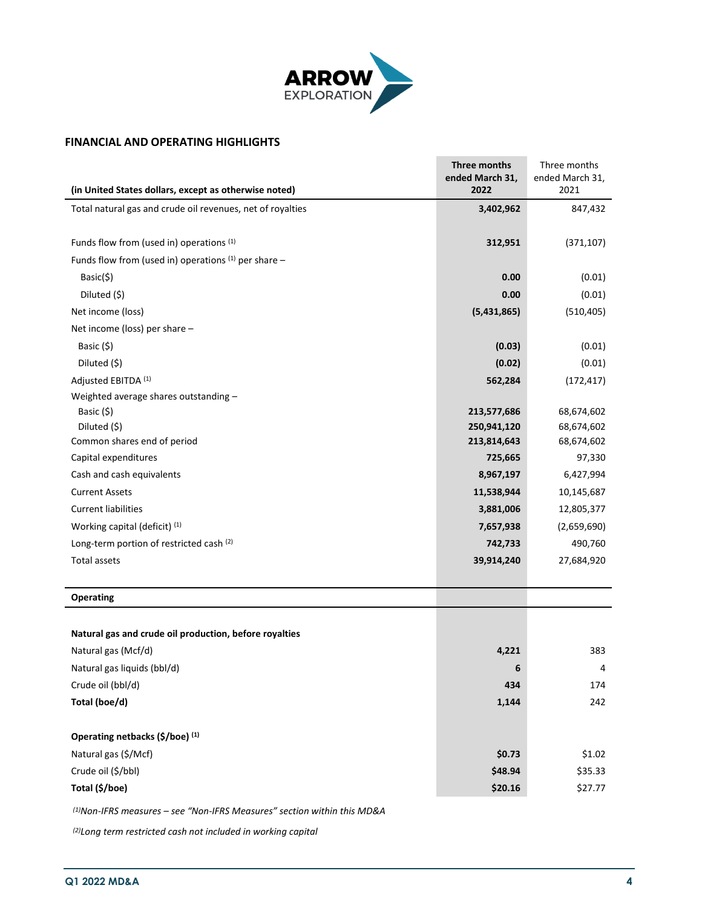## FINANCIAL AND OPERATING HIGHLIGHTS

| (in United States dollars, except as otherwise noted) | **Three months ended March 31, 2022** | Three months ended March 31, 2021 |
|---|---|---|
| Total natural gas and crude oil revenues, net of royalties | **3,402,962** | 847,432 |
| | | |
| Funds flow from (used in) operations [1] | **312,951** | (371,107) |
| Funds flow from (used in) operations [1] per share – | | |
| Basic($) | **0.00** | (0.01) |
| Diluted ($) | **0.00** | (0.01) |
| Net income (loss) | **(5,431,865)** | (510,405) |
| Net income (loss) per share – | | |
| Basic ($) | **(0.03)** | (0.01) |
| Diluted ($) | **(0.02)** | (0.01) |
| Adjusted EBITDA [1] | **562,284** | (172,417) |
| Weighted average shares outstanding – | | |
| Basic ($) | **213,577,686** | 68,674,602 |
| Diluted ($) | **250,941,120** | 68,674,602 |
| Common shares end of period | **213,814,643** | 68,674,602 |
| Capital expenditures | **725,665** | 97,330 |
| Cash and cash equivalents | **8,967,197** | 6,427,994 |
| Current Assets | **11,538,944** | 10,145,687 |
| Current liabilities | **3,881,006** | 12,805,377 |
| Working capital (deficit) [1] | **7,657,938** | (2,659,690) |
| Long-term portion of restricted cash [2] | **742,733** | 490,760 |
| Total assets | **39,914,240** | 27,684,920 |
| **Operating** | | |
| **Natural gas and crude oil production, before royalties** | | |
| Natural gas (Mcf/d) | **4,221** | 383 |
| Natural gas liquids (bbl/d) | **6** | 4 |
| Crude oil (bbl/d) | **434** | 174 |
| **Total (boe/d)** | **1,144** | 242 |
| | | |
| **Operating netbacks ($/boe) [1]** | | |
| Natural gas ($/Mcf) | **$0.73** | $1.02 |
| Crude oil ($/bbl) | **$48.94** | $35.33 |
| **Total ($/boe)** | **$20.16** | $27.77 |

*[1] Non-IFRS measures – see "Non-IFRS Measures" section within this MD&A*

*[2] Long term restricted cash not included in working capital*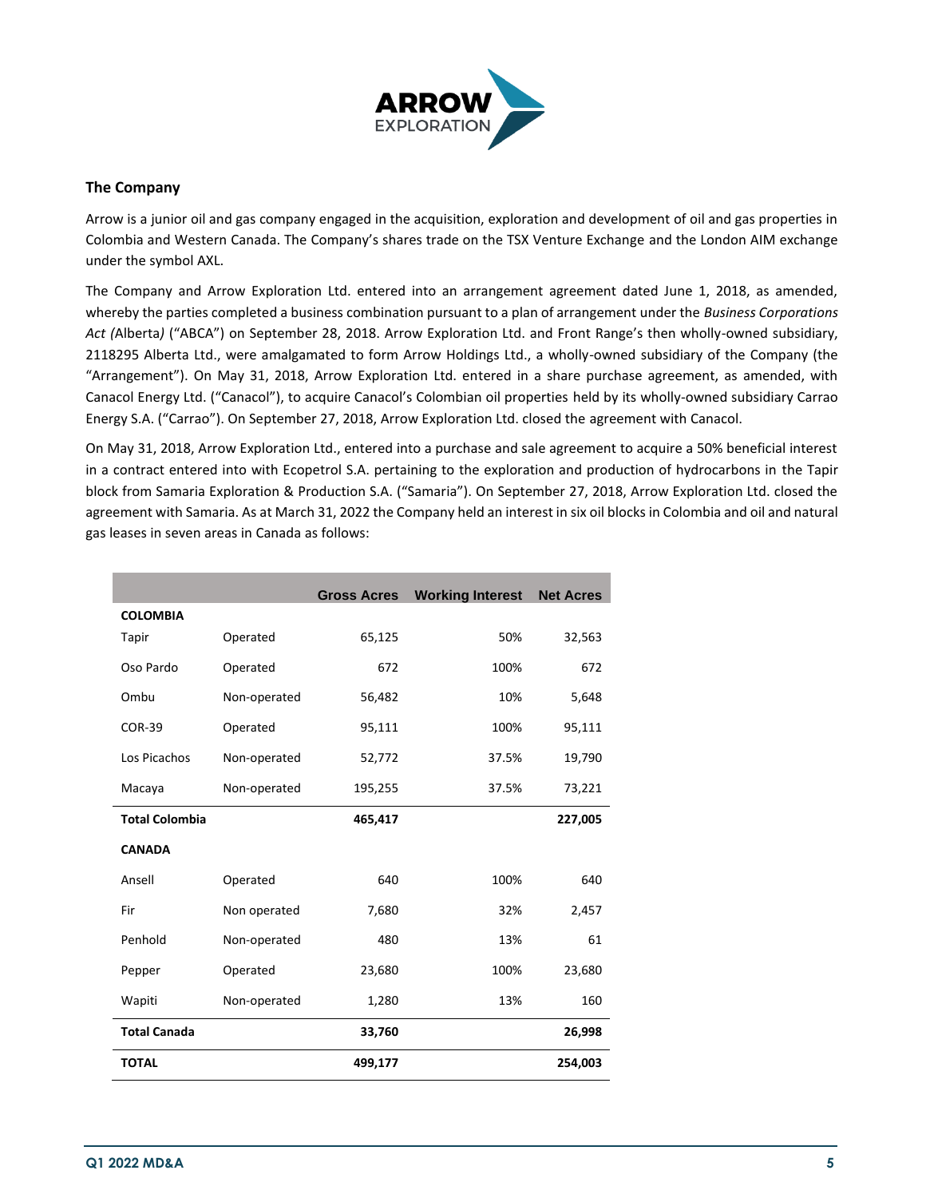## The Company

Arrow is a junior oil and gas company engaged in the acquisition, exploration and development of oil and gas properties in Colombia and Western Canada. The Company's shares trade on the TSX Venture Exchange and the London AIM exchange under the symbol AXL.

The Company and Arrow Exploration Ltd. entered into an arrangement agreement dated June 1, 2018, as amended, whereby the parties completed a business combination pursuant to a plan of arrangement under the *Business Corporations Act (*Alberta*)* ("ABCA") on September 28, 2018. Arrow Exploration Ltd. and Front Range's then wholly-owned subsidiary, 2118295 Alberta Ltd., were amalgamated to form Arrow Holdings Ltd., a wholly-owned subsidiary of the Company (the "Arrangement"). On May 31, 2018, Arrow Exploration Ltd. entered in a share purchase agreement, as amended, with Canacol Energy Ltd. ("Canacol"), to acquire Canacol's Colombian oil properties held by its wholly-owned subsidiary Carrao Energy S.A. ("Carrao"). On September 27, 2018, Arrow Exploration Ltd. closed the agreement with Canacol.

On May 31, 2018, Arrow Exploration Ltd., entered into a purchase and sale agreement to acquire a 50% beneficial interest in a contract entered into with Ecopetrol S.A. pertaining to the exploration and production of hydrocarbons in the Tapir block from Samaria Exploration & Production S.A. ("Samaria"). On September 27, 2018, Arrow Exploration Ltd. closed the agreement with Samaria. As at March 31, 2022 the Company held an interest in six oil blocks in Colombia and oil and natural gas leases in seven areas in Canada as follows:

| | | Gross Acres | Working Interest | Net Acres |
|---|---|---|---|---|
| **COLOMBIA** | | | | |
| Tapir | Operated | 65,125 | 50% | 32,563 |
| Oso Pardo | Operated | 672 | 100% | 672 |
| Ombu | Non-operated | 56,482 | 10% | 5,648 |
| COR-39 | Operated | 95,111 | 100% | 95,111 |
| Los Picachos | Non-operated | 52,772 | 37.5% | 19,790 |
| Macaya | Non-operated | 195,255 | 37.5% | 73,221 |
| **Total Colombia** | | **465,417** | | **227,005** |
| **CANADA** | | | | |
| Ansell | Operated | 640 | 100% | 640 |
| Fir | Non operated | 7,680 | 32% | 2,457 |
| Penhold | Non-operated | 480 | 13% | 61 |
| Pepper | Operated | 23,680 | 100% | 23,680 |
| Wapiti | Non-operated | 1,280 | 13% | 160 |
| **Total Canada** | | **33,760** | | **26,998** |
| **TOTAL** | | **499,177** | | **254,003** |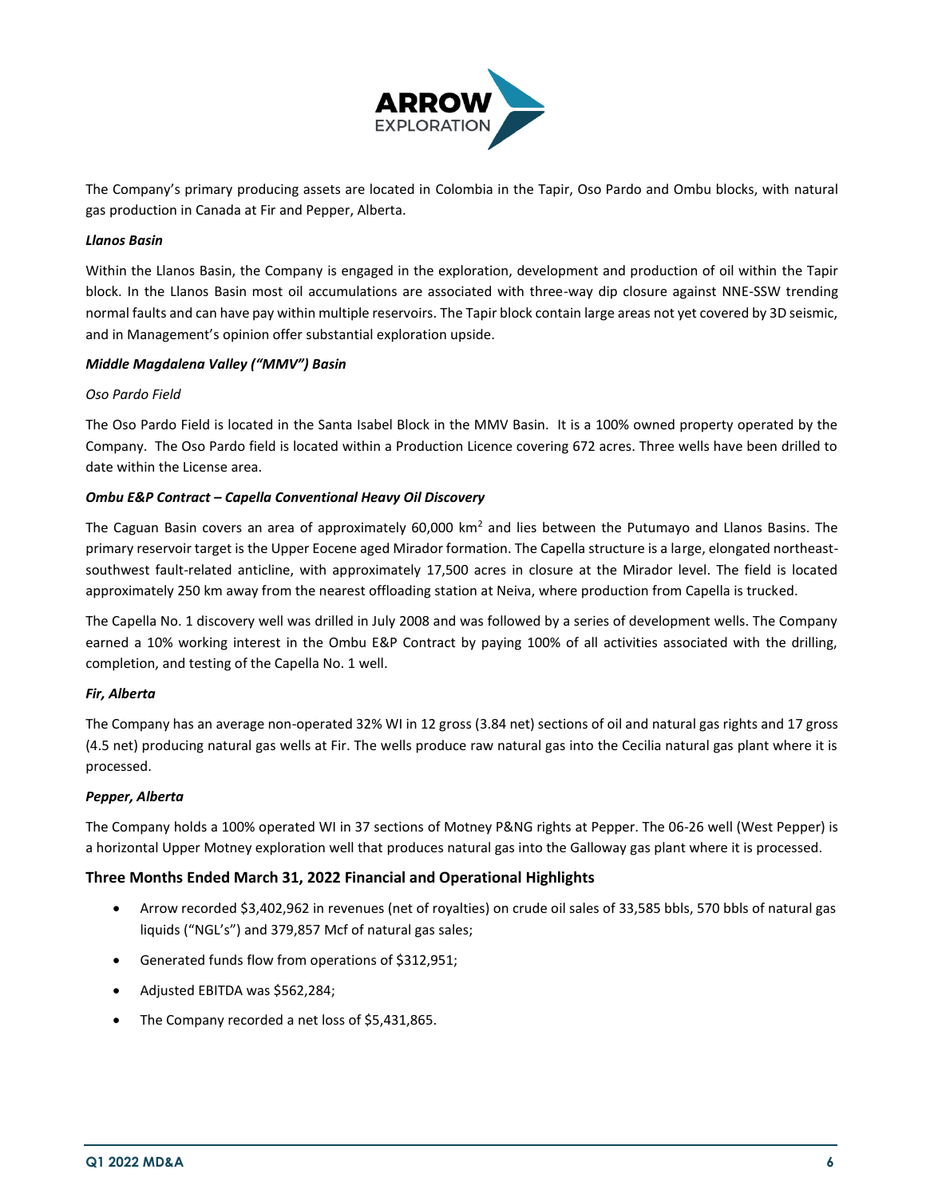The Company's primary producing assets are located in Colombia in the Tapir, Oso Pardo and Ombu blocks, with natural gas production in Canada at Fir and Pepper, Alberta.

***Llanos Basin***

Within the Llanos Basin, the Company is engaged in the exploration, development and production of oil within the Tapir block. In the Llanos Basin most oil accumulations are associated with three-way dip closure against NNE-SSW trending normal faults and can have pay within multiple reservoirs. The Tapir block contain large areas not yet covered by 3D seismic, and in Management's opinion offer substantial exploration upside.

***Middle Magdalena Valley ("MMV") Basin***

*Oso Pardo Field*

The Oso Pardo Field is located in the Santa Isabel Block in the MMV Basin. It is a 100% owned property operated by the Company. The Oso Pardo field is located within a Production Licence covering 672 acres. Three wells have been drilled to date within the License area.

***Ombu E&P Contract – Capella Conventional Heavy Oil Discovery***

The Caguan Basin covers an area of approximately 60,000 km$^2$ and lies between the Putumayo and Llanos Basins. The primary reservoir target is the Upper Eocene aged Mirador formation. The Capella structure is a large, elongated northeast-southwest fault-related anticline, with approximately 17,500 acres in closure at the Mirador level. The field is located approximately 250 km away from the nearest offloading station at Neiva, where production from Capella is trucked.

The Capella No. 1 discovery well was drilled in July 2008 and was followed by a series of development wells. The Company earned a 10% working interest in the Ombu E&P Contract by paying 100% of all activities associated with the drilling, completion, and testing of the Capella No. 1 well.

***Fir, Alberta***

The Company has an average non-operated 32% WI in 12 gross (3.84 net) sections of oil and natural gas rights and 17 gross (4.5 net) producing natural gas wells at Fir. The wells produce raw natural gas into the Cecilia natural gas plant where it is processed.

***Pepper, Alberta***

The Company holds a 100% operated WI in 37 sections of Motney P&NG rights at Pepper. The 06-26 well (West Pepper) is a horizontal Upper Motney exploration well that produces natural gas into the Galloway gas plant where it is processed.

## Three Months Ended March 31, 2022 Financial and Operational Highlights

- Arrow recorded $3,402,962 in revenues (net of royalties) on crude oil sales of 33,585 bbls, 570 bbls of natural gas liquids ("NGL's") and 379,857 Mcf of natural gas sales;
- Generated funds flow from operations of $312,951;
- Adjusted EBITDA was $562,284;
- The Company recorded a net loss of $5,431,865.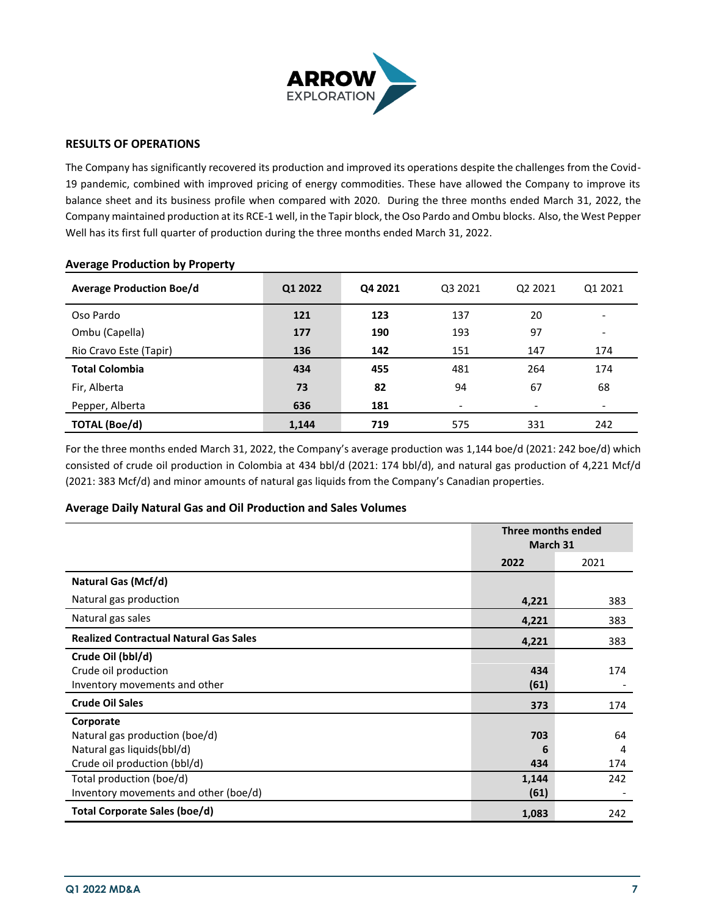## RESULTS OF OPERATIONS

The Company has significantly recovered its production and improved its operations despite the challenges from the Covid-19 pandemic, combined with improved pricing of energy commodities. These have allowed the Company to improve its balance sheet and its business profile when compared with 2020. During the three months ended March 31, 2022, the Company maintained production at its RCE-1 well, in the Tapir block, the Oso Pardo and Ombu blocks. Also, the West Pepper Well has its first full quarter of production during the three months ended March 31, 2022.

### Average Production by Property

| Average Production Boe/d | Q1 2022 | Q4 2021 | Q3 2021 | Q2 2021 | Q1 2021 |
|---|---|---|---|---|---|
| Oso Pardo | **121** | **123** | 137 | 20 | - |
| Ombu (Capella) | **177** | **190** | 193 | 97 | - |
| Rio Cravo Este (Tapir) | **136** | **142** | 151 | 147 | 174 |
| **Total Colombia** | **434** | **455** | 481 | 264 | 174 |
| Fir, Alberta | **73** | **82** | 94 | 67 | 68 |
| Pepper, Alberta | **636** | **181** | - | - | - |
| **TOTAL (Boe/d)** | **1,144** | **719** | 575 | 331 | 242 |

For the three months ended March 31, 2022, the Company's average production was 1,144 boe/d (2021: 242 boe/d) which consisted of crude oil production in Colombia at 434 bbl/d (2021: 174 bbl/d), and natural gas production of 4,221 Mcf/d (2021: 383 Mcf/d) and minor amounts of natural gas liquids from the Company's Canadian properties.

### Average Daily Natural Gas and Oil Production and Sales Volumes

| | Three months ended March 31 | |
|---|---|---|
| | **2022** | 2021 |
| **Natural Gas (Mcf/d)** | | |
| Natural gas production | **4,221** | 383 |
| Natural gas sales | **4,221** | 383 |
| **Realized Contractual Natural Gas Sales** | **4,221** | 383 |
| **Crude Oil (bbl/d)** | | |
| Crude oil production | **434** | 174 |
| Inventory movements and other | **(61)** | - |
| **Crude Oil Sales** | **373** | 174 |
| **Corporate** | | |
| Natural gas production (boe/d) | **703** | 64 |
| Natural gas liquids(bbl/d) | **6** | 4 |
| Crude oil production (bbl/d) | **434** | 174 |
| Total production (boe/d) | **1,144** | 242 |
| Inventory movements and other (boe/d) | **(61)** | - |
| **Total Corporate Sales (boe/d)** | **1,083** | 242 |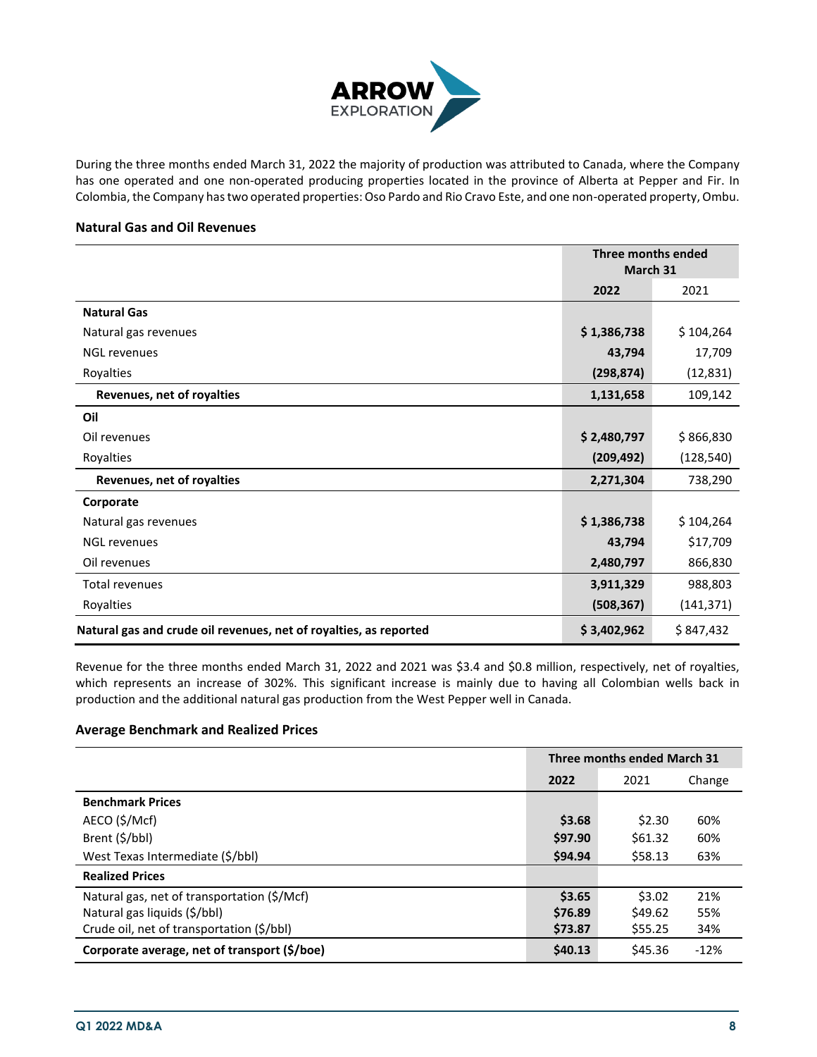During the three months ended March 31, 2022 the majority of production was attributed to Canada, where the Company has one operated and one non-operated producing properties located in the province of Alberta at Pepper and Fir. In Colombia, the Company has two operated properties: Oso Pardo and Rio Cravo Este, and one non-operated property, Ombu.

### Natural Gas and Oil Revenues

| | Three months ended March 31 | |
|---|---|---|
| | **2022** | 2021 |
| **Natural Gas** | | |
| Natural gas revenues | **$ 1,386,738** | $ 104,264 |
| NGL revenues | **43,794** | 17,709 |
| Royalties | **(298,874)** | (12,831) |
| **Revenues, net of royalties** | **1,131,658** | 109,142 |
| **Oil** | | |
| Oil revenues | **$ 2,480,797** | $ 866,830 |
| Royalties | **(209,492)** | (128,540) |
| **Revenues, net of royalties** | **2,271,304** | 738,290 |
| **Corporate** | | |
| Natural gas revenues | **$ 1,386,738** | $ 104,264 |
| NGL revenues | **43,794** | $17,709 |
| Oil revenues | **2,480,797** | 866,830 |
| Total revenues | **3,911,329** | 988,803 |
| Royalties | **(508,367)** | (141,371) |
| **Natural gas and crude oil revenues, net of royalties, as reported** | **$ 3,402,962** | $ 847,432 |

Revenue for the three months ended March 31, 2022 and 2021 was $3.4 and $0.8 million, respectively, net of royalties, which represents an increase of 302%. This significant increase is mainly due to having all Colombian wells back in production and the additional natural gas production from the West Pepper well in Canada.

### Average Benchmark and Realized Prices

| | Three months ended March 31 | | |
|---|---|---|---|
| | **2022** | 2021 | Change |
| **Benchmark Prices** | | | |
| AECO ($/Mcf) | **$3.68** | $2.30 | 60% |
| Brent ($/bbl) | **$97.90** | $61.32 | 60% |
| West Texas Intermediate ($/bbl) | **$94.94** | $58.13 | 63% |
| **Realized Prices** | | | |
| Natural gas, net of transportation ($/Mcf) | **$3.65** | $3.02 | 21% |
| Natural gas liquids ($/bbl) | **$76.89** | $49.62 | 55% |
| Crude oil, net of transportation ($/bbl) | **$73.87** | $55.25 | 34% |
| **Corporate average, net of transport ($/boe)** | **$40.13** | $45.36 | -12% |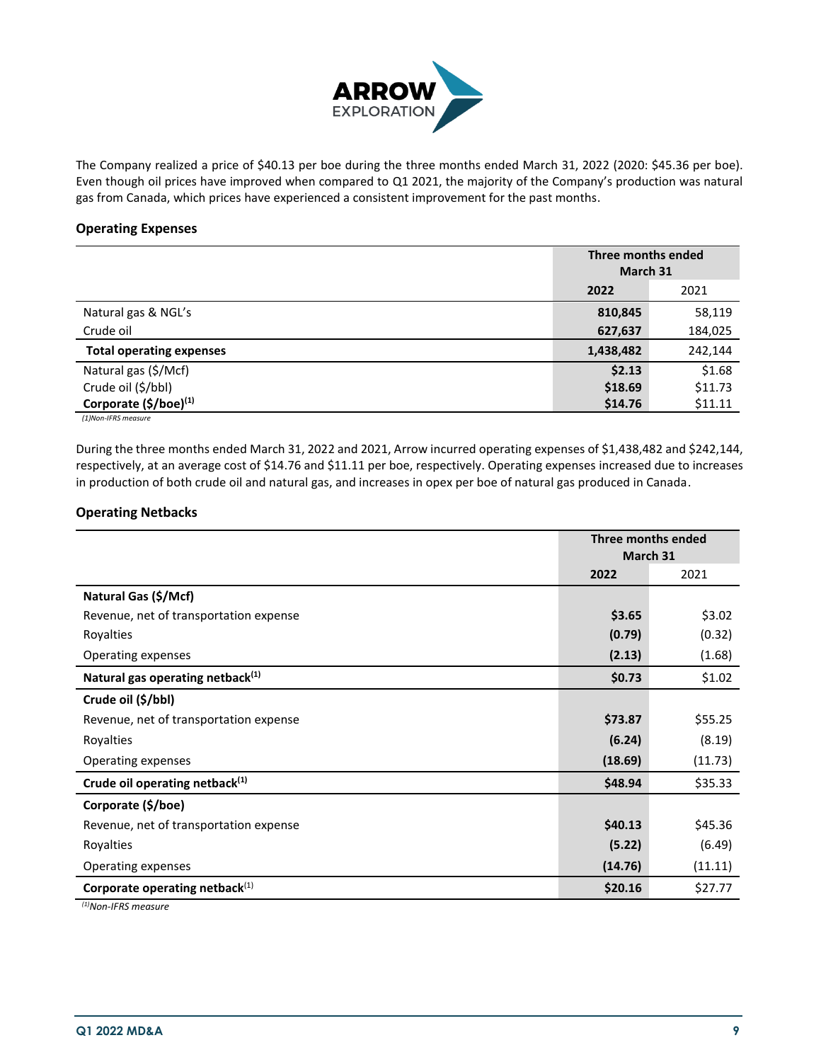The Company realized a price of $40.13 per boe during the three months ended March 31, 2022 (2020: $45.36 per boe). Even though oil prices have improved when compared to Q1 2021, the majority of the Company's production was natural gas from Canada, which prices have experienced a consistent improvement for the past months.

### Operating Expenses

| | Three months ended March 31 | |
|---|---|---|
| | **2022** | 2021 |
| Natural gas & NGL's | **810,845** | 58,119 |
| Crude oil | **627,637** | 184,025 |
| **Total operating expenses** | **1,438,482** | 242,144 |
| Natural gas ($/Mcf) | **$2.13** | $1.68 |
| Crude oil ($/bbl) | **$18.69** | $11.73 |
| **Corporate ($/boe)(1)** | **$14.76** | $11.11 |

*(1)Non-IFRS measure*

During the three months ended March 31, 2022 and 2021, Arrow incurred operating expenses of $1,438,482 and $242,144, respectively, at an average cost of $14.76 and $11.11 per boe, respectively. Operating expenses increased due to increases in production of both crude oil and natural gas, and increases in opex per boe of natural gas produced in Canada.

### Operating Netbacks

| | Three months ended March 31 | |
|---|---|---|
| | **2022** | 2021 |
| **Natural Gas ($/Mcf)** | | |
| Revenue, net of transportation expense | **$3.65** | $3.02 |
| Royalties | **(0.79)** | (0.32) |
| Operating expenses | **(2.13)** | (1.68) |
| **Natural gas operating netback(1)** | **$0.73** | $1.02 |
| **Crude oil ($/bbl)** | | |
| Revenue, net of transportation expense | **$73.87** | $55.25 |
| Royalties | **(6.24)** | (8.19) |
| Operating expenses | **(18.69)** | (11.73) |
| **Crude oil operating netback(1)** | **$48.94** | $35.33 |
| **Corporate ($/boe)** | | |
| Revenue, net of transportation expense | **$40.13** | $45.36 |
| Royalties | **(5.22)** | (6.49) |
| Operating expenses | **(14.76)** | (11.11) |
| **Corporate operating netback(1)** | **$20.16** | $27.77 |

*(1)Non-IFRS measure*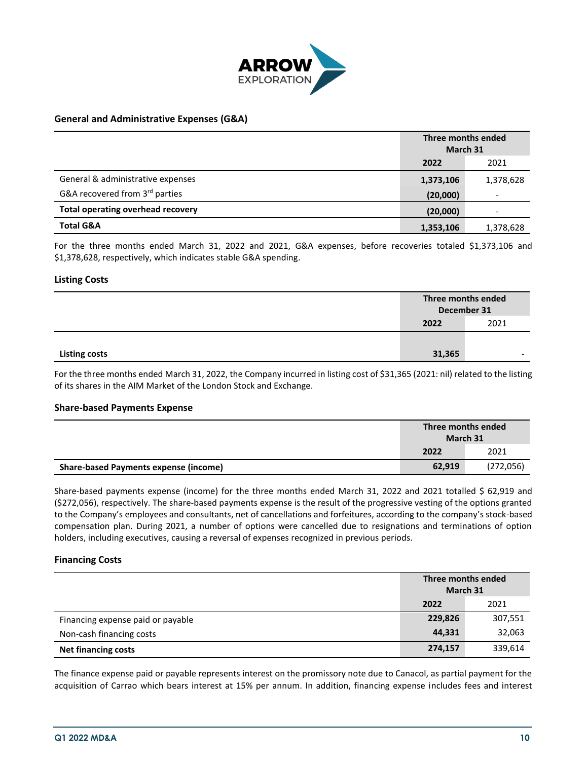## General and Administrative Expenses (G&A)

| | Three months ended March 31 | |
|---|---|---|
| | **2022** | 2021 |
| General & administrative expenses | **1,373,106** | 1,378,628 |
| G&A recovered from 3rd parties | **(20,000)** | - |
| **Total operating overhead recovery** | **(20,000)** | - |
| **Total G&A** | **1,353,106** | 1,378,628 |

For the three months ended March 31, 2022 and 2021, G&A expenses, before recoveries totaled $1,373,106 and $1,378,628, respectively, which indicates stable G&A spending.

## Listing Costs

| | Three months ended December 31 | |
|---|---|---|
| | **2022** | 2021 |
| **Listing costs** | **31,365** | - |

For the three months ended March 31, 2022, the Company incurred in listing cost of $31,365 (2021: nil) related to the listing of its shares in the AIM Market of the London Stock and Exchange.

## Share-based Payments Expense

| | Three months ended March 31 | |
|---|---|---|
| | **2022** | 2021 |
| **Share-based Payments expense (income)** | **62,919** | (272,056) |

Share-based payments expense (income) for the three months ended March 31, 2022 and 2021 totalled $ 62,919 and ($272,056), respectively. The share-based payments expense is the result of the progressive vesting of the options granted to the Company's employees and consultants, net of cancellations and forfeitures, according to the company's stock-based compensation plan. During 2021, a number of options were cancelled due to resignations and terminations of option holders, including executives, causing a reversal of expenses recognized in previous periods.

## Financing Costs

| | Three months ended March 31 | |
|---|---|---|
| | **2022** | 2021 |
| Financing expense paid or payable | **229,826** | 307,551 |
| Non-cash financing costs | **44,331** | 32,063 |
| **Net financing costs** | **274,157** | 339,614 |

The finance expense paid or payable represents interest on the promissory note due to Canacol, as partial payment for the acquisition of Carrao which bears interest at 15% per annum. In addition, financing expense includes fees and interest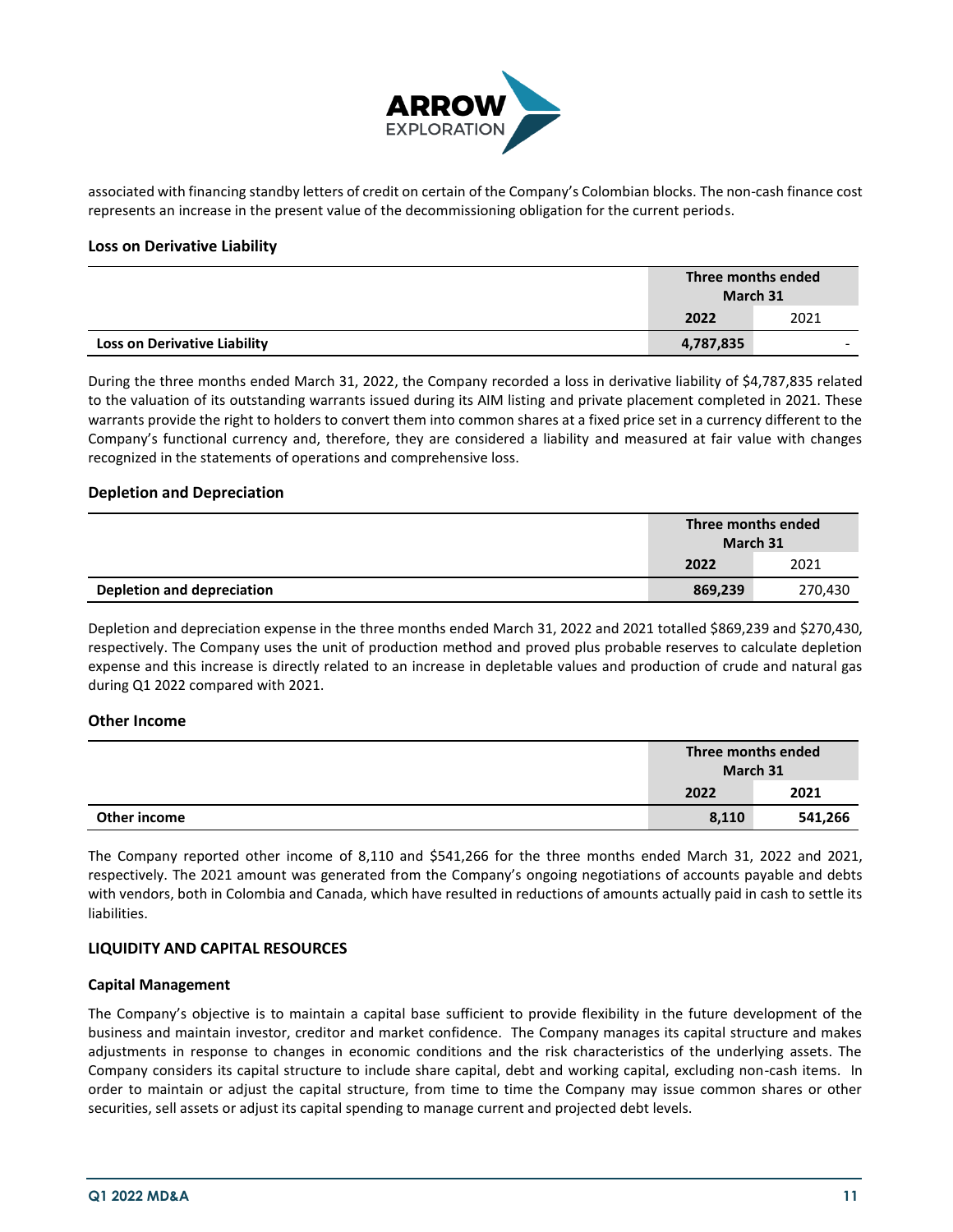associated with financing standby letters of credit on certain of the Company's Colombian blocks. The non-cash finance cost represents an increase in the present value of the decommissioning obligation for the current periods.

### Loss on Derivative Liability

| | Three months ended March 31 | |
|---|---|---|
| | **2022** | 2021 |
| **Loss on Derivative Liability** | **4,787,835** | - |

During the three months ended March 31, 2022, the Company recorded a loss in derivative liability of $4,787,835 related to the valuation of its outstanding warrants issued during its AIM listing and private placement completed in 2021. These warrants provide the right to holders to convert them into common shares at a fixed price set in a currency different to the Company's functional currency and, therefore, they are considered a liability and measured at fair value with changes recognized in the statements of operations and comprehensive loss.

### Depletion and Depreciation

| | Three months ended March 31 | |
|---|---|---|
| | **2022** | 2021 |
| **Depletion and depreciation** | **869,239** | 270,430 |

Depletion and depreciation expense in the three months ended March 31, 2022 and 2021 totalled $869,239 and $270,430, respectively. The Company uses the unit of production method and proved plus probable reserves to calculate depletion expense and this increase is directly related to an increase in depletable values and production of crude and natural gas during Q1 2022 compared with 2021.

### Other Income

| | Three months ended March 31 | |
|---|---|---|
| | **2022** | **2021** |
| **Other income** | **8,110** | **541,266** |

The Company reported other income of 8,110 and $541,266 for the three months ended March 31, 2022 and 2021, respectively. The 2021 amount was generated from the Company's ongoing negotiations of accounts payable and debts with vendors, both in Colombia and Canada, which have resulted in reductions of amounts actually paid in cash to settle its liabilities.

## LIQUIDITY AND CAPITAL RESOURCES

### Capital Management

The Company's objective is to maintain a capital base sufficient to provide flexibility in the future development of the business and maintain investor, creditor and market confidence. The Company manages its capital structure and makes adjustments in response to changes in economic conditions and the risk characteristics of the underlying assets. The Company considers its capital structure to include share capital, debt and working capital, excluding non-cash items. In order to maintain or adjust the capital structure, from time to time the Company may issue common shares or other securities, sell assets or adjust its capital spending to manage current and projected debt levels.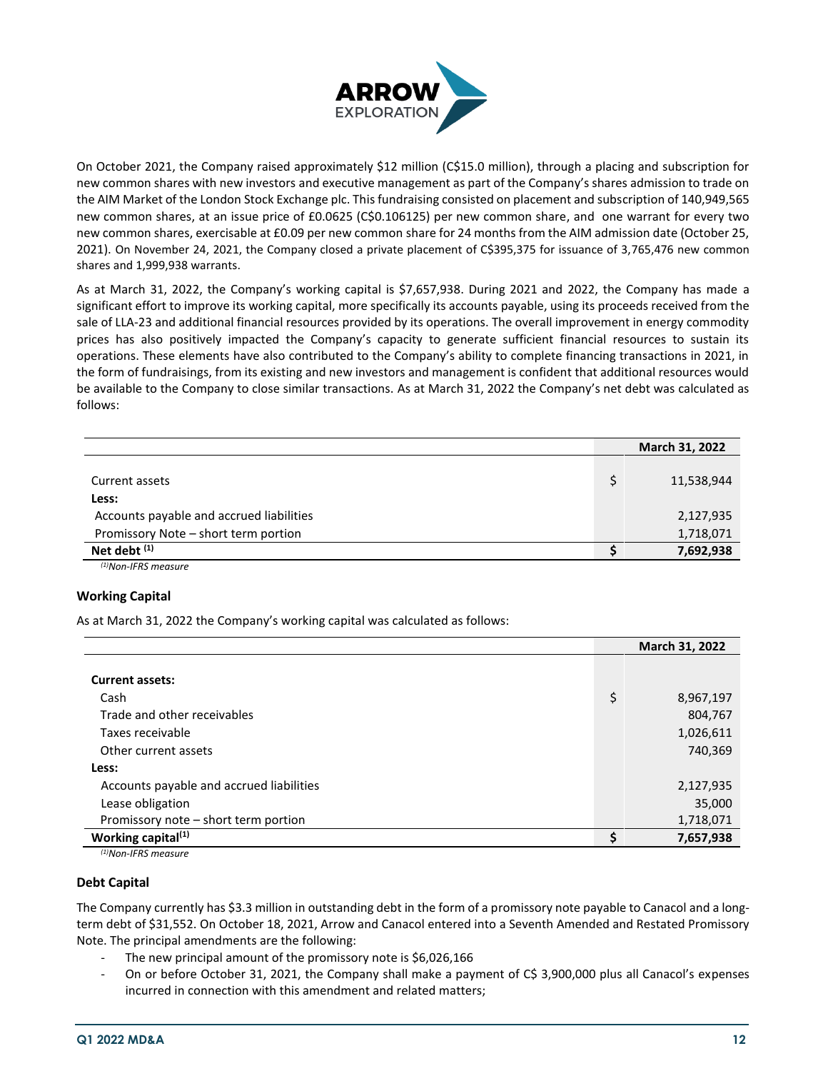On October 2021, the Company raised approximately $12 million (C$15.0 million), through a placing and subscription for new common shares with new investors and executive management as part of the Company's shares admission to trade on the AIM Market of the London Stock Exchange plc. This fundraising consisted on placement and subscription of 140,949,565 new common shares, at an issue price of £0.0625 (C$0.106125) per new common share, and one warrant for every two new common shares, exercisable at £0.09 per new common share for 24 months from the AIM admission date (October 25, 2021). On November 24, 2021, the Company closed a private placement of C$395,375 for issuance of 3,765,476 new common shares and 1,999,938 warrants.

As at March 31, 2022, the Company's working capital is $7,657,938. During 2021 and 2022, the Company has made a significant effort to improve its working capital, more specifically its accounts payable, using its proceeds received from the sale of LLA-23 and additional financial resources provided by its operations. The overall improvement in energy commodity prices has also positively impacted the Company's capacity to generate sufficient financial resources to sustain its operations. These elements have also contributed to the Company's ability to complete financing transactions in 2021, in the form of fundraisings, from its existing and new investors and management is confident that additional resources would be available to the Company to close similar transactions. As at March 31, 2022 the Company's net debt was calculated as follows:

| | | March 31, 2022 |
|---|---|---|
| Current assets | $ | 11,538,944 |
| **Less:** | | |
| Accounts payable and accrued liabilities | | 2,127,935 |
| Promissory Note – short term portion | | 1,718,071 |
| **Net debt [(1)]** | **$** | **7,692,938** |

*[(1)]Non-IFRS measure*

### Working Capital

As at March 31, 2022 the Company's working capital was calculated as follows:

| | | March 31, 2022 |
|---|---|---|
| **Current assets:** | | |
| Cash | $ | 8,967,197 |
| Trade and other receivables | | 804,767 |
| Taxes receivable | | 1,026,611 |
| Other current assets | | 740,369 |
| **Less:** | | |
| Accounts payable and accrued liabilities | | 2,127,935 |
| Lease obligation | | 35,000 |
| Promissory note – short term portion | | 1,718,071 |
| **Working capital[(1)]** | **$** | **7,657,938** |

*[(1)]Non-IFRS measure*

### Debt Capital

The Company currently has $3.3 million in outstanding debt in the form of a promissory note payable to Canacol and a long-term debt of $31,552. On October 18, 2021, Arrow and Canacol entered into a Seventh Amended and Restated Promissory Note. The principal amendments are the following:

- The new principal amount of the promissory note is $6,026,166
- On or before October 31, 2021, the Company shall make a payment of C$ 3,900,000 plus all Canacol's expenses incurred in connection with this amendment and related matters;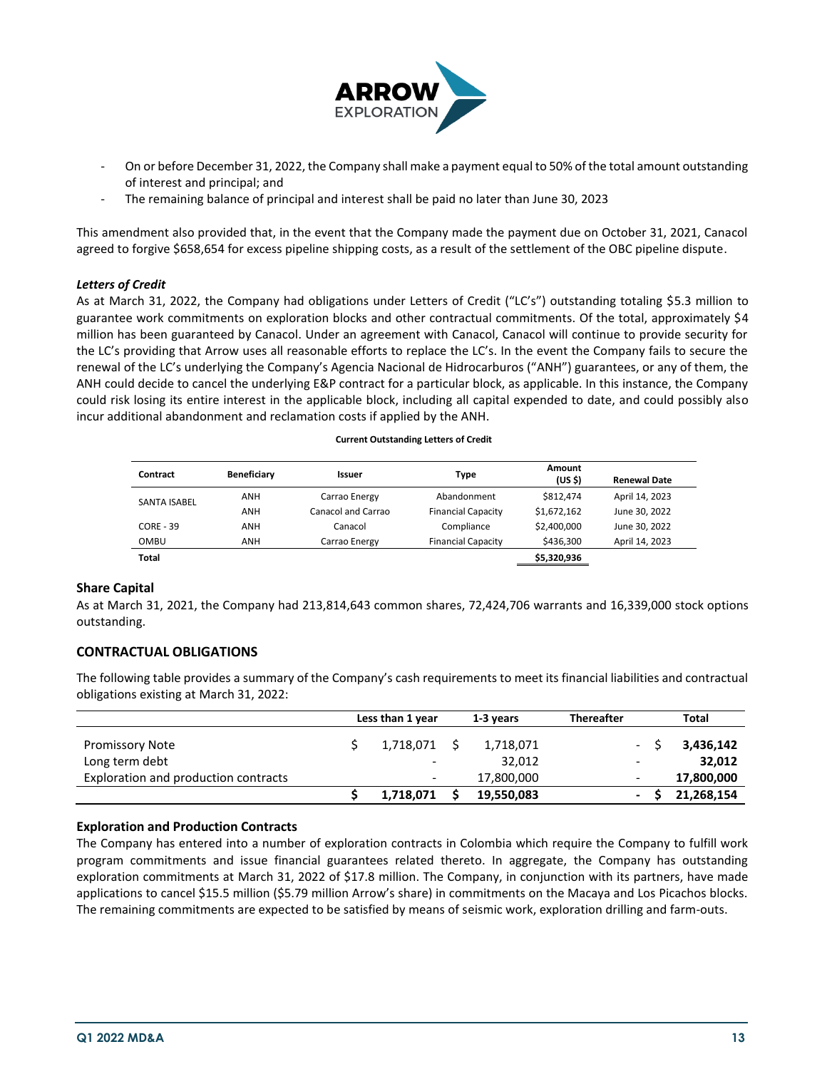- On or before December 31, 2022, the Company shall make a payment equal to 50% of the total amount outstanding of interest and principal; and
- The remaining balance of principal and interest shall be paid no later than June 30, 2023

This amendment also provided that, in the event that the Company made the payment due on October 31, 2021, Canacol agreed to forgive $658,654 for excess pipeline shipping costs, as a result of the settlement of the OBC pipeline dispute.

### *Letters of Credit*

As at March 31, 2022, the Company had obligations under Letters of Credit ("LC's") outstanding totaling $5.3 million to guarantee work commitments on exploration blocks and other contractual commitments. Of the total, approximately $4 million has been guaranteed by Canacol. Under an agreement with Canacol, Canacol will continue to provide security for the LC's providing that Arrow uses all reasonable efforts to replace the LC's. In the event the Company fails to secure the renewal of the LC's underlying the Company's Agencia Nacional de Hidrocarburos ("ANH") guarantees, or any of them, the ANH could decide to cancel the underlying E&P contract for a particular block, as applicable. In this instance, the Company could risk losing its entire interest in the applicable block, including all capital expended to date, and could possibly also incur additional abandonment and reclamation costs if applied by the ANH.

**Current Outstanding Letters of Credit**

| Contract | Beneficiary | Issuer | Type | Amount (US $) | Renewal Date |
|---|---|---|---|---|---|
| SANTA ISABEL | ANH | Carrao Energy | Abandonment | $812,474 | April 14, 2023 |
| | ANH | Canacol and Carrao | Financial Capacity | $1,672,162 | June 30, 2022 |
| CORE - 39 | ANH | Canacol | Compliance | $2,400,000 | June 30, 2022 |
| OMBU | ANH | Carrao Energy | Financial Capacity | $436,300 | April 14, 2023 |
| **Total** | | | | **$5,320,936** | |

### Share Capital

As at March 31, 2021, the Company had 213,814,643 common shares, 72,424,706 warrants and 16,339,000 stock options outstanding.

## CONTRACTUAL OBLIGATIONS

The following table provides a summary of the Company's cash requirements to meet its financial liabilities and contractual obligations existing at March 31, 2022:

| | Less than 1 year | 1-3 years | Thereafter | Total |
|---|---|---|---|---|
| Promissory Note | $ 1,718,071 | $ 1,718,071 | - | $ **3,436,142** |
| Long term debt | - | 32,012 | - | **32,012** |
| Exploration and production contracts | - | 17,800,000 | - | **17,800,000** |
| | **$ 1,718,071** | **$ 19,550,083** | **-** | **$ 21,268,154** |

### Exploration and Production Contracts

The Company has entered into a number of exploration contracts in Colombia which require the Company to fulfill work program commitments and issue financial guarantees related thereto. In aggregate, the Company has outstanding exploration commitments at March 31, 2022 of $17.8 million. The Company, in conjunction with its partners, have made applications to cancel $15.5 million ($5.79 million Arrow's share) in commitments on the Macaya and Los Picachos blocks. The remaining commitments are expected to be satisfied by means of seismic work, exploration drilling and farm-outs.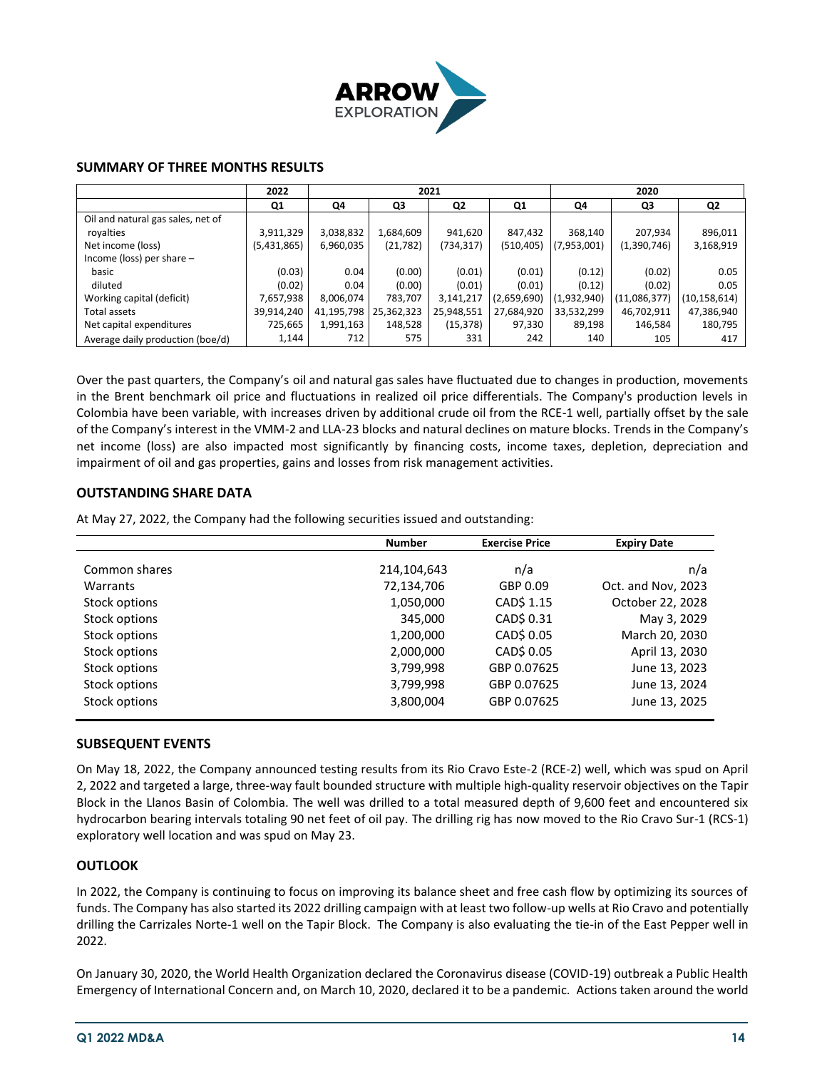## SUMMARY OF THREE MONTHS RESULTS

| | 2022 | 2021 | | | | 2020 | | |
|---|---|---|---|---|---|---|---|---|
| | Q1 | Q4 | Q3 | Q2 | Q1 | Q4 | Q3 | Q2 |
| Oil and natural gas sales, net of royalties | 3,911,329 | 3,038,832 | 1,684,609 | 941,620 | 847,432 | 368,140 | 207,934 | 896,011 |
| Net income (loss) | (5,431,865) | 6,960,035 | (21,782) | (734,317) | (510,405) | (7,953,001) | (1,390,746) | 3,168,919 |
| Income (loss) per share – | | | | | | | | |
| basic | (0.03) | 0.04 | (0.00) | (0.01) | (0.01) | (0.12) | (0.02) | 0.05 |
| diluted | (0.02) | 0.04 | (0.00) | (0.01) | (0.01) | (0.12) | (0.02) | 0.05 |
| Working capital (deficit) | 7,657,938 | 8,006,074 | 783,707 | 3,141,217 | (2,659,690) | (1,932,940) | (11,086,377) | (10,158,614) |
| Total assets | 39,914,240 | 41,195,798 | 25,362,323 | 25,948,551 | 27,684,920 | 33,532,299 | 46,702,911 | 47,386,940 |
| Net capital expenditures | 725,665 | 1,991,163 | 148,528 | (15,378) | 97,330 | 89,198 | 146,584 | 180,795 |
| Average daily production (boe/d) | 1,144 | 712 | 575 | 331 | 242 | 140 | 105 | 417 |

Over the past quarters, the Company's oil and natural gas sales have fluctuated due to changes in production, movements in the Brent benchmark oil price and fluctuations in realized oil price differentials. The Company's production levels in Colombia have been variable, with increases driven by additional crude oil from the RCE-1 well, partially offset by the sale of the Company's interest in the VMM-2 and LLA-23 blocks and natural declines on mature blocks. Trends in the Company's net income (loss) are also impacted most significantly by financing costs, income taxes, depletion, depreciation and impairment of oil and gas properties, gains and losses from risk management activities.

## OUTSTANDING SHARE DATA

At May 27, 2022, the Company had the following securities issued and outstanding:

| | Number | Exercise Price | Expiry Date |
|---|---|---|---|
| Common shares | 214,104,643 | n/a | n/a |
| Warrants | 72,134,706 | GBP 0.09 | Oct. and Nov, 2023 |
| Stock options | 1,050,000 | CAD$ 1.15 | October 22, 2028 |
| Stock options | 345,000 | CAD$ 0.31 | May 3, 2029 |
| Stock options | 1,200,000 | CAD$ 0.05 | March 20, 2030 |
| Stock options | 2,000,000 | CAD$ 0.05 | April 13, 2030 |
| Stock options | 3,799,998 | GBP 0.07625 | June 13, 2023 |
| Stock options | 3,799,998 | GBP 0.07625 | June 13, 2024 |
| Stock options | 3,800,004 | GBP 0.07625 | June 13, 2025 |

## SUBSEQUENT EVENTS

On May 18, 2022, the Company announced testing results from its Rio Cravo Este-2 (RCE-2) well, which was spud on April 2, 2022 and targeted a large, three-way fault bounded structure with multiple high-quality reservoir objectives on the Tapir Block in the Llanos Basin of Colombia. The well was drilled to a total measured depth of 9,600 feet and encountered six hydrocarbon bearing intervals totaling 90 net feet of oil pay. The drilling rig has now moved to the Rio Cravo Sur-1 (RCS-1) exploratory well location and was spud on May 23.

## OUTLOOK

In 2022, the Company is continuing to focus on improving its balance sheet and free cash flow by optimizing its sources of funds. The Company has also started its 2022 drilling campaign with at least two follow-up wells at Rio Cravo and potentially drilling the Carrizales Norte-1 well on the Tapir Block. The Company is also evaluating the tie-in of the East Pepper well in 2022.

On January 30, 2020, the World Health Organization declared the Coronavirus disease (COVID-19) outbreak a Public Health Emergency of International Concern and, on March 10, 2020, declared it to be a pandemic. Actions taken around the world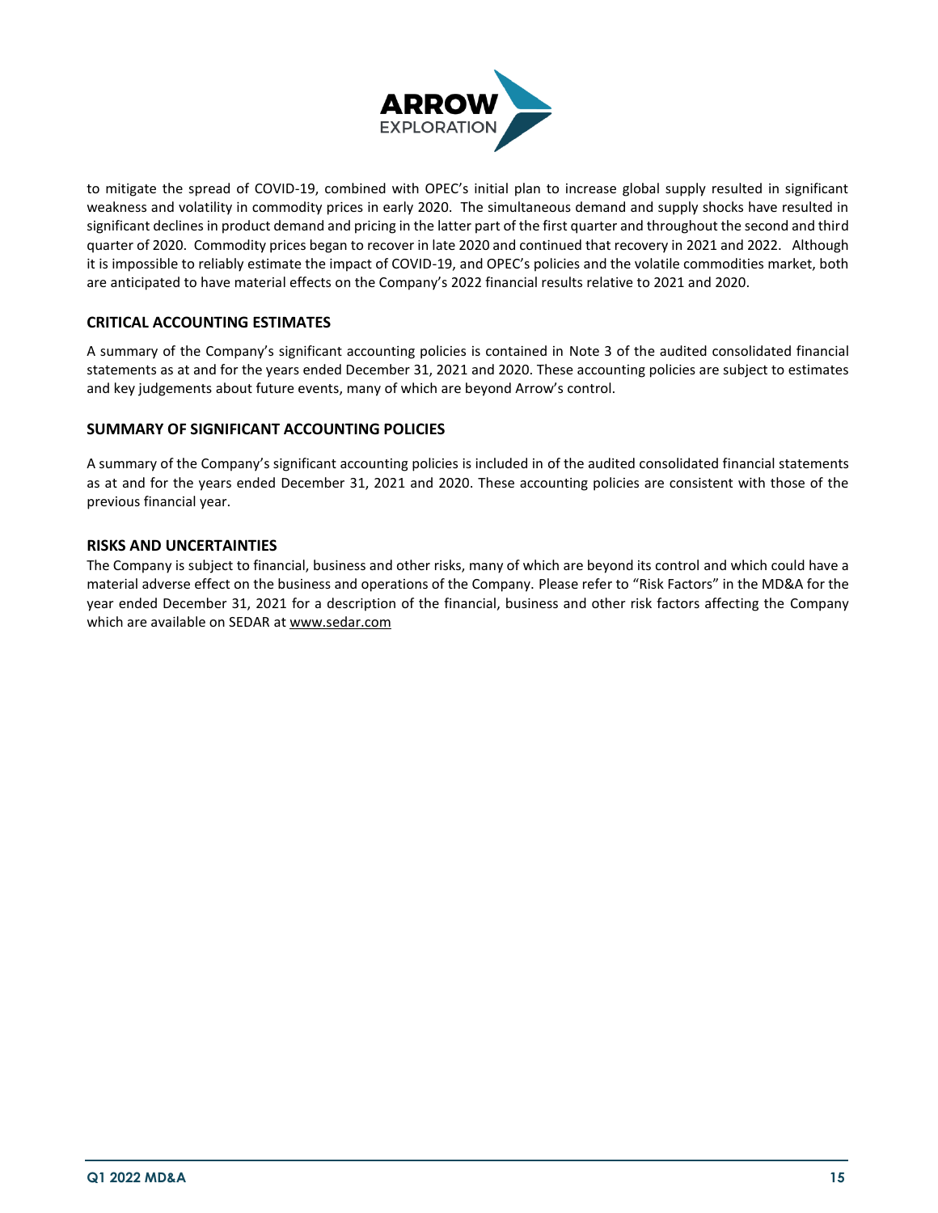to mitigate the spread of COVID-19, combined with OPEC's initial plan to increase global supply resulted in significant weakness and volatility in commodity prices in early 2020. The simultaneous demand and supply shocks have resulted in significant declines in product demand and pricing in the latter part of the first quarter and throughout the second and third quarter of 2020. Commodity prices began to recover in late 2020 and continued that recovery in 2021 and 2022. Although it is impossible to reliably estimate the impact of COVID-19, and OPEC's policies and the volatile commodities market, both are anticipated to have material effects on the Company's 2022 financial results relative to 2021 and 2020.

## CRITICAL ACCOUNTING ESTIMATES

A summary of the Company's significant accounting policies is contained in Note 3 of the audited consolidated financial statements as at and for the years ended December 31, 2021 and 2020. These accounting policies are subject to estimates and key judgements about future events, many of which are beyond Arrow's control.

## SUMMARY OF SIGNIFICANT ACCOUNTING POLICIES

A summary of the Company's significant accounting policies is included in of the audited consolidated financial statements as at and for the years ended December 31, 2021 and 2020. These accounting policies are consistent with those of the previous financial year.

## RISKS AND UNCERTAINTIES

The Company is subject to financial, business and other risks, many of which are beyond its control and which could have a material adverse effect on the business and operations of the Company. Please refer to "Risk Factors" in the MD&A for the year ended December 31, 2021 for a description of the financial, business and other risk factors affecting the Company which are available on SEDAR at www.sedar.com